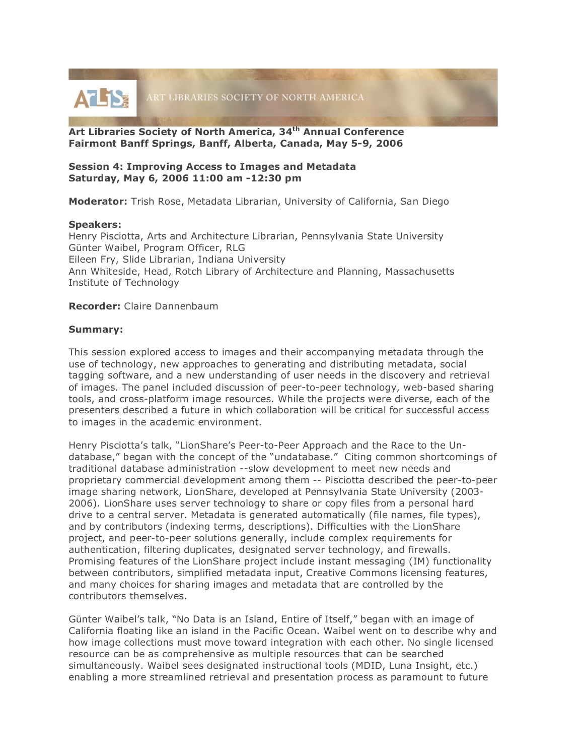ART LIBRARIES SOCIETY OF NORTH AMERICA

**Art Libraries Society of North America, 34th Annual Conference**
**Fairmont Banff Springs, Banff, Alberta, Canada, May 5-9, 2006**

**Session 4: Improving Access to Images and Metadata**
**Saturday, May 6, 2006 11:00 am -12:30 pm**

**Moderator:** Trish Rose, Metadata Librarian, University of California, San Diego

**Speakers:**
Henry Pisciotta, Arts and Architecture Librarian, Pennsylvania State University
Günter Waibel, Program Officer, RLG
Eileen Fry, Slide Librarian, Indiana University
Ann Whiteside, Head, Rotch Library of Architecture and Planning, Massachusetts Institute of Technology

**Recorder:** Claire Dannenbaum

**Summary:**

This session explored access to images and their accompanying metadata through the use of technology, new approaches to generating and distributing metadata, social tagging software, and a new understanding of user needs in the discovery and retrieval of images. The panel included discussion of peer-to-peer technology, web-based sharing tools, and cross-platform image resources. While the projects were diverse, each of the presenters described a future in which collaboration will be critical for successful access to images in the academic environment.

Henry Pisciotta's talk, "LionShare's Peer-to-Peer Approach and the Race to the Un-database," began with the concept of the "undatabase." Citing common shortcomings of traditional database administration --slow development to meet new needs and proprietary commercial development among them -- Pisciotta described the peer-to-peer image sharing network, LionShare, developed at Pennsylvania State University (2003-2006). LionShare uses server technology to share or copy files from a personal hard drive to a central server. Metadata is generated automatically (file names, file types), and by contributors (indexing terms, descriptions). Difficulties with the LionShare project, and peer-to-peer solutions generally, include complex requirements for authentication, filtering duplicates, designated server technology, and firewalls. Promising features of the LionShare project include instant messaging (IM) functionality between contributors, simplified metadata input, Creative Commons licensing features, and many choices for sharing images and metadata that are controlled by the contributors themselves.

Günter Waibel's talk, "No Data is an Island, Entire of Itself," began with an image of California floating like an island in the Pacific Ocean. Waibel went on to describe why and how image collections must move toward integration with each other. No single licensed resource can be as comprehensive as multiple resources that can be searched simultaneously. Waibel sees designated instructional tools (MDID, Luna Insight, etc.) enabling a more streamlined retrieval and presentation process as paramount to future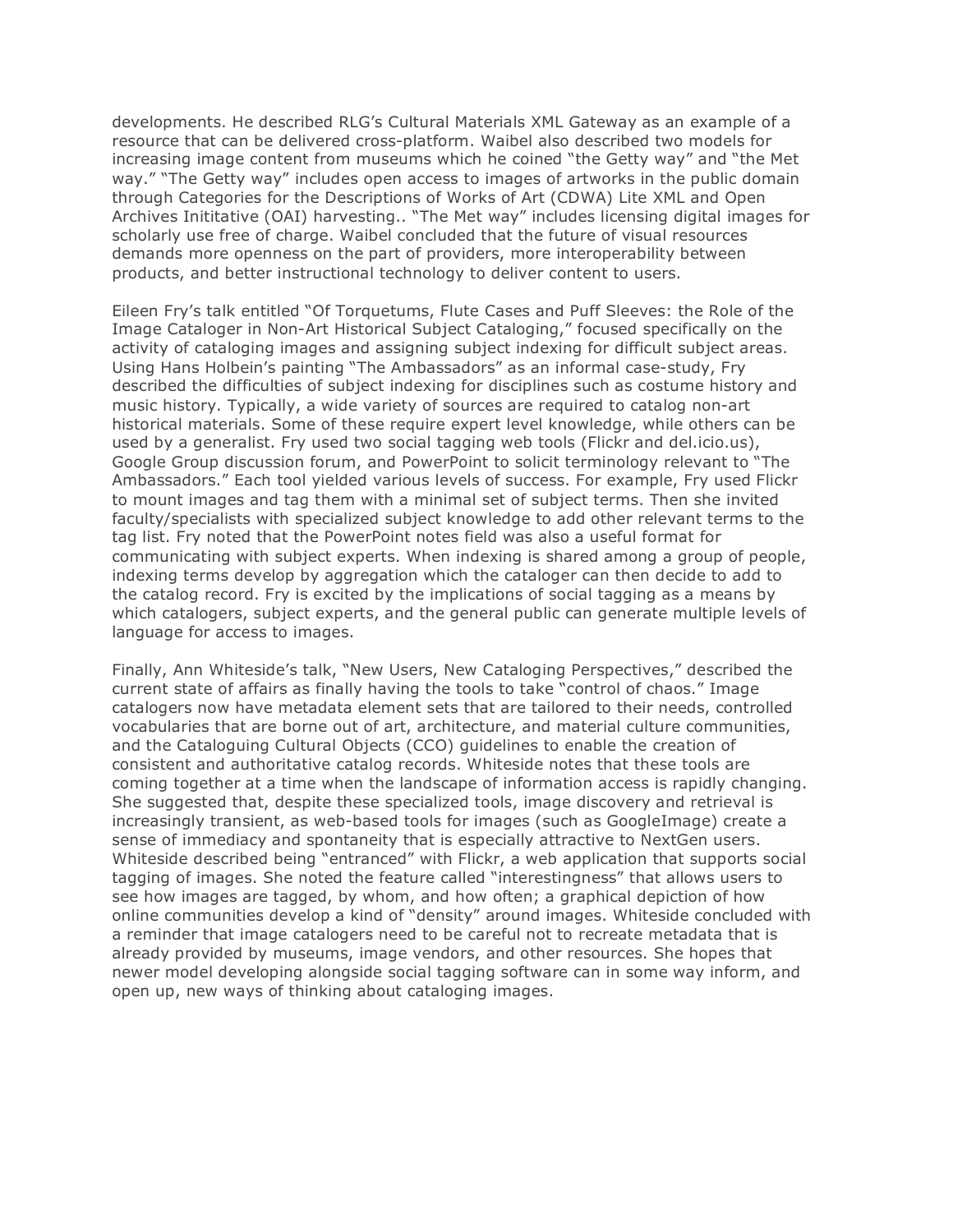developments. He described RLG's Cultural Materials XML Gateway as an example of a resource that can be delivered cross-platform. Waibel also described two models for increasing image content from museums which he coined "the Getty way" and "the Met way." "The Getty way" includes open access to images of artworks in the public domain through Categories for the Descriptions of Works of Art (CDWA) Lite XML and Open Archives Inititative (OAI) harvesting.. "The Met way" includes licensing digital images for scholarly use free of charge. Waibel concluded that the future of visual resources demands more openness on the part of providers, more interoperability between products, and better instructional technology to deliver content to users.

Eileen Fry's talk entitled "Of Torquetums, Flute Cases and Puff Sleeves: the Role of the Image Cataloger in Non-Art Historical Subject Cataloging," focused specifically on the activity of cataloging images and assigning subject indexing for difficult subject areas. Using Hans Holbein's painting "The Ambassadors" as an informal case-study, Fry described the difficulties of subject indexing for disciplines such as costume history and music history. Typically, a wide variety of sources are required to catalog non-art historical materials. Some of these require expert level knowledge, while others can be used by a generalist. Fry used two social tagging web tools (Flickr and del.icio.us), Google Group discussion forum, and PowerPoint to solicit terminology relevant to "The Ambassadors." Each tool yielded various levels of success. For example, Fry used Flickr to mount images and tag them with a minimal set of subject terms. Then she invited faculty/specialists with specialized subject knowledge to add other relevant terms to the tag list. Fry noted that the PowerPoint notes field was also a useful format for communicating with subject experts. When indexing is shared among a group of people, indexing terms develop by aggregation which the cataloger can then decide to add to the catalog record. Fry is excited by the implications of social tagging as a means by which catalogers, subject experts, and the general public can generate multiple levels of language for access to images.

Finally, Ann Whiteside's talk, "New Users, New Cataloging Perspectives," described the current state of affairs as finally having the tools to take "control of chaos." Image catalogers now have metadata element sets that are tailored to their needs, controlled vocabularies that are borne out of art, architecture, and material culture communities, and the Cataloguing Cultural Objects (CCO) guidelines to enable the creation of consistent and authoritative catalog records. Whiteside notes that these tools are coming together at a time when the landscape of information access is rapidly changing. She suggested that, despite these specialized tools, image discovery and retrieval is increasingly transient, as web-based tools for images (such as GoogleImage) create a sense of immediacy and spontaneity that is especially attractive to NextGen users. Whiteside described being "entranced" with Flickr, a web application that supports social tagging of images. She noted the feature called "interestingness" that allows users to see how images are tagged, by whom, and how often; a graphical depiction of how online communities develop a kind of "density" around images. Whiteside concluded with a reminder that image catalogers need to be careful not to recreate metadata that is already provided by museums, image vendors, and other resources. She hopes that newer model developing alongside social tagging software can in some way inform, and open up, new ways of thinking about cataloging images.